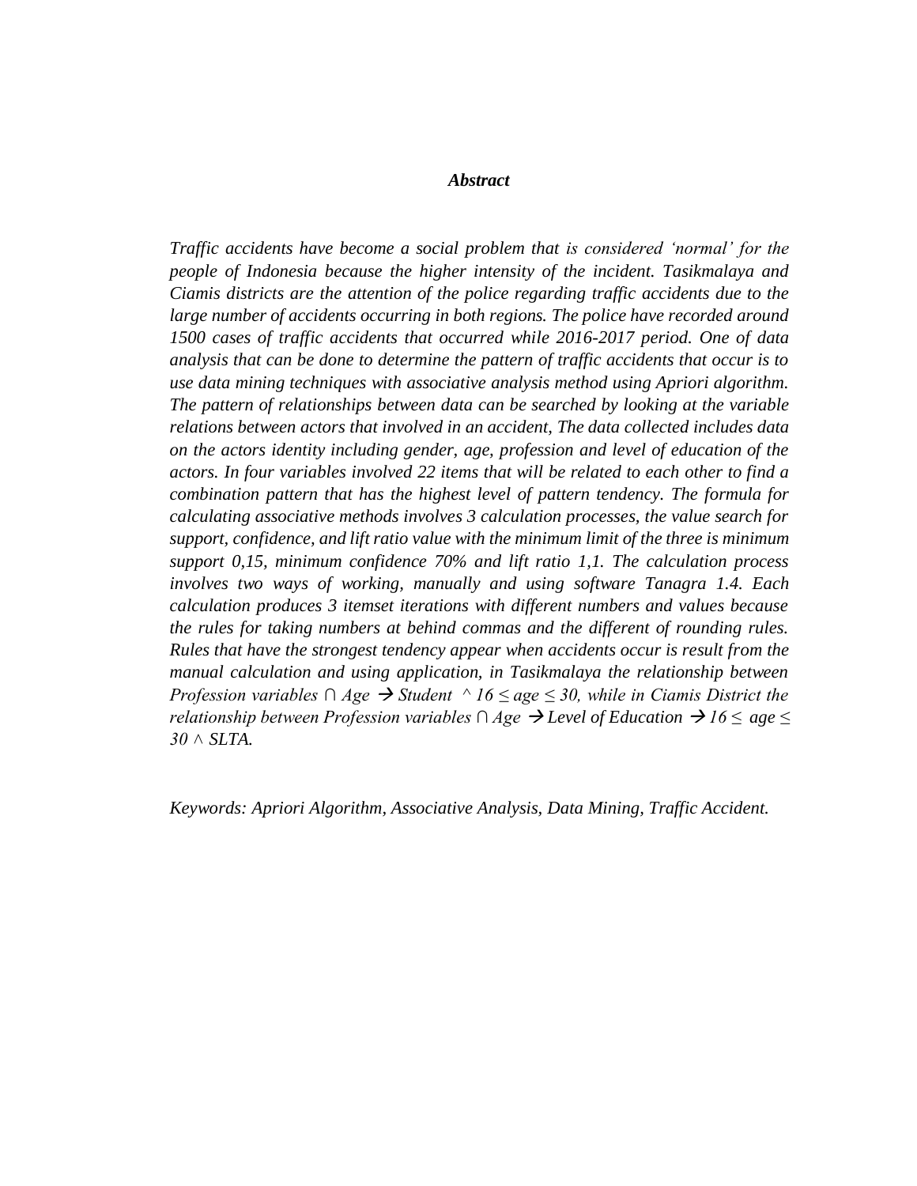***Abstract***

*Traffic accidents have become a social problem that is considered 'normal' for the people of Indonesia because the higher intensity of the incident. Tasikmalaya and Ciamis districts are the attention of the police regarding traffic accidents due to the large number of accidents occurring in both regions. The police have recorded around 1500 cases of traffic accidents that occurred while 2016-2017 period. One of data analysis that can be done to determine the pattern of traffic accidents that occur is to use data mining techniques with associative analysis method using Apriori algorithm. The pattern of relationships between data can be searched by looking at the variable relations between actors that involved in an accident, The data collected includes data on the actors identity including gender, age, profession and level of education of the actors. In four variables involved 22 items that will be related to each other to find a combination pattern that has the highest level of pattern tendency. The formula for calculating associative methods involves 3 calculation processes, the value search for support, confidence, and lift ratio value with the minimum limit of the three is minimum support 0,15, minimum confidence 70% and lift ratio 1,1. The calculation process involves two ways of working, manually and using software Tanagra 1.4. Each calculation produces 3 itemset iterations with different numbers and values because the rules for taking numbers at behind commas and the different of rounding rules. Rules that have the strongest tendency appear when accidents occur is result from the manual calculation and using application, in Tasikmalaya the relationship between Profession variables $\cap$ Age $\rightarrow$ Student ^ $16 \leq age \leq 30$, while in Ciamis District the relationship between Profession variables $\cap$ Age $\rightarrow$ Level of Education $\rightarrow$ $16 \leq age \leq 30 \wedge$ SLTA.*

*Keywords: Apriori Algorithm, Associative Analysis, Data Mining, Traffic Accident.*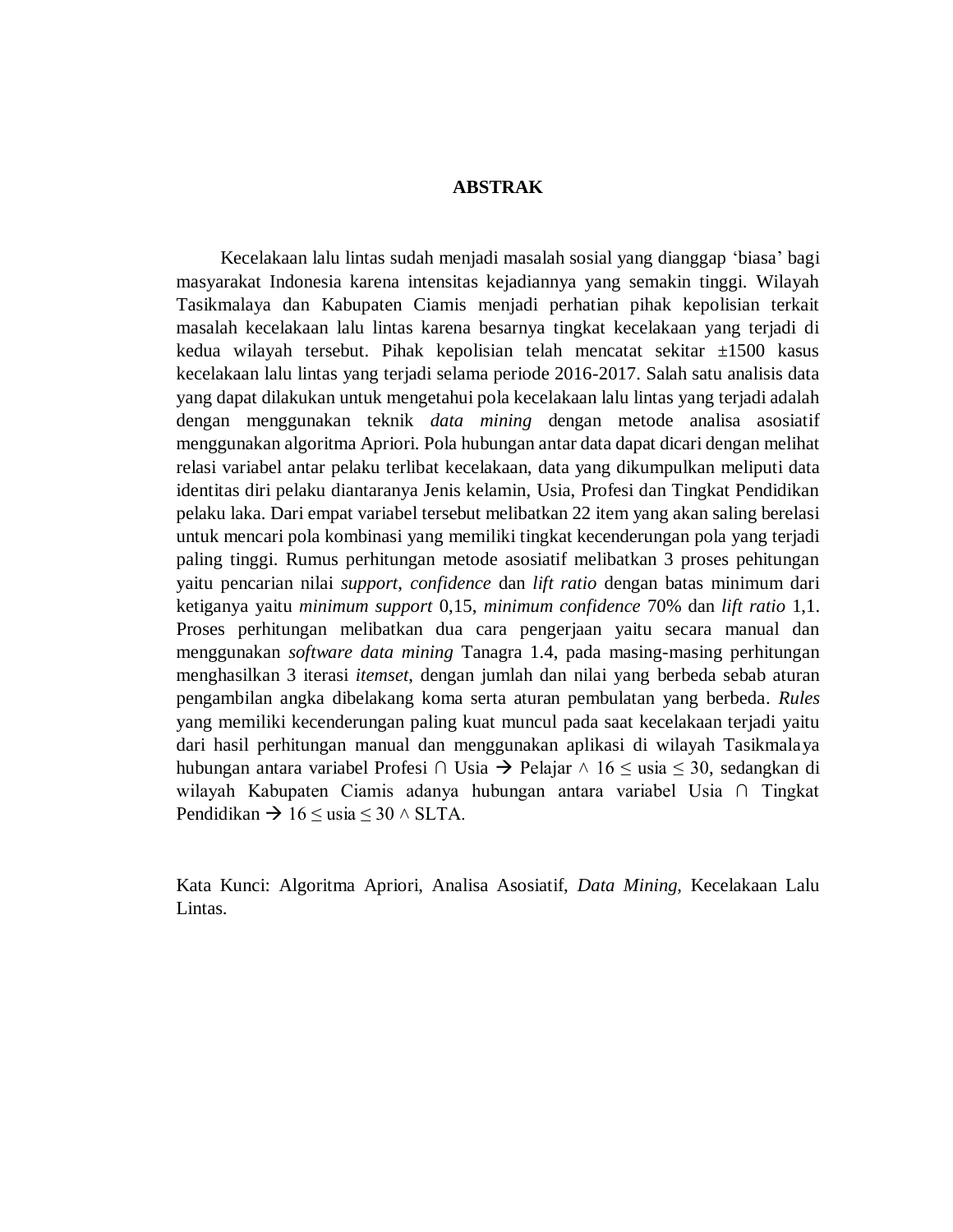# ABSTRAK

Kecelakaan lalu lintas sudah menjadi masalah sosial yang dianggap 'biasa' bagi masyarakat Indonesia karena intensitas kejadiannya yang semakin tinggi. Wilayah Tasikmalaya dan Kabupaten Ciamis menjadi perhatian pihak kepolisian terkait masalah kecelakaan lalu lintas karena besarnya tingkat kecelakaan yang terjadi di kedua wilayah tersebut. Pihak kepolisian telah mencatat sekitar ±1500 kasus kecelakaan lalu lintas yang terjadi selama periode 2016-2017. Salah satu analisis data yang dapat dilakukan untuk mengetahui pola kecelakaan lalu lintas yang terjadi adalah dengan menggunakan teknik *data mining* dengan metode analisa asosiatif menggunakan algoritma Apriori. Pola hubungan antar data dapat dicari dengan melihat relasi variabel antar pelaku terlibat kecelakaan, data yang dikumpulkan meliputi data identitas diri pelaku diantaranya Jenis kelamin, Usia, Profesi dan Tingkat Pendidikan pelaku laka. Dari empat variabel tersebut melibatkan 22 item yang akan saling berelasi untuk mencari pola kombinasi yang memiliki tingkat kecenderungan pola yang terjadi paling tinggi. Rumus perhitungan metode asosiatif melibatkan 3 proses pehitungan yaitu pencarian nilai *support*, *confidence* dan *lift ratio* dengan batas minimum dari ketiganya yaitu *minimum support* 0,15, *minimum confidence* 70% dan *lift ratio* 1,1. Proses perhitungan melibatkan dua cara pengerjaan yaitu secara manual dan menggunakan *software data mining* Tanagra 1.4, pada masing-masing perhitungan menghasilkan 3 iterasi *itemset*, dengan jumlah dan nilai yang berbeda sebab aturan pengambilan angka dibelakang koma serta aturan pembulatan yang berbeda. *Rules* yang memiliki kecenderungan paling kuat muncul pada saat kecelakaan terjadi yaitu dari hasil perhitungan manual dan menggunakan aplikasi di wilayah Tasikmalaya hubungan antara variabel Profesi ∩ Usia → Pelajar ∧ 16 ≤ usia ≤ 30, sedangkan di wilayah Kabupaten Ciamis adanya hubungan antara variabel Usia ∩ Tingkat Pendidikan → 16 ≤ usia ≤ 30 ∧ SLTA.

Kata Kunci: Algoritma Apriori, Analisa Asosiatif, *Data Mining*, Kecelakaan Lalu Lintas.